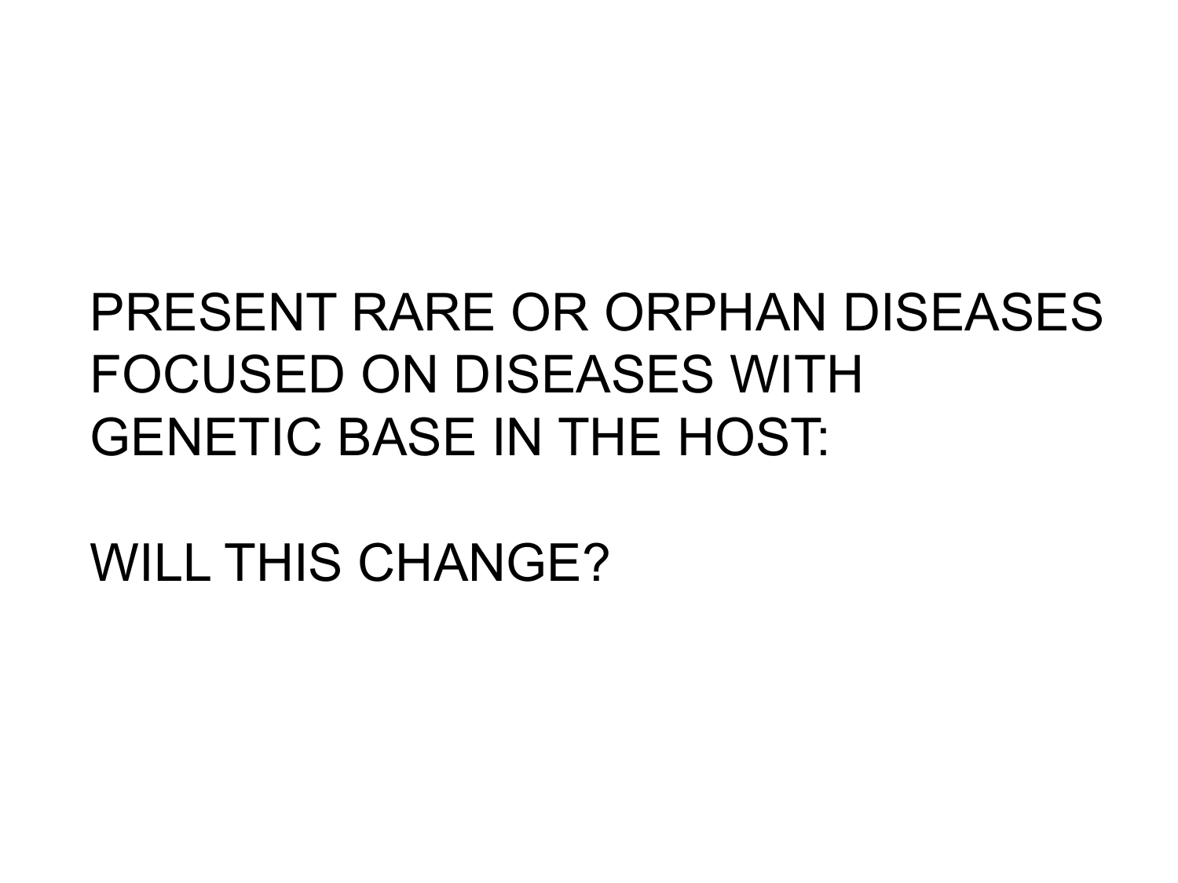PRESENT RARE OR ORPHAN DISEASES FOCUSED ON DISEASES WITH GENETIC BASE IN THE HOST:

WILL THIS CHANGE?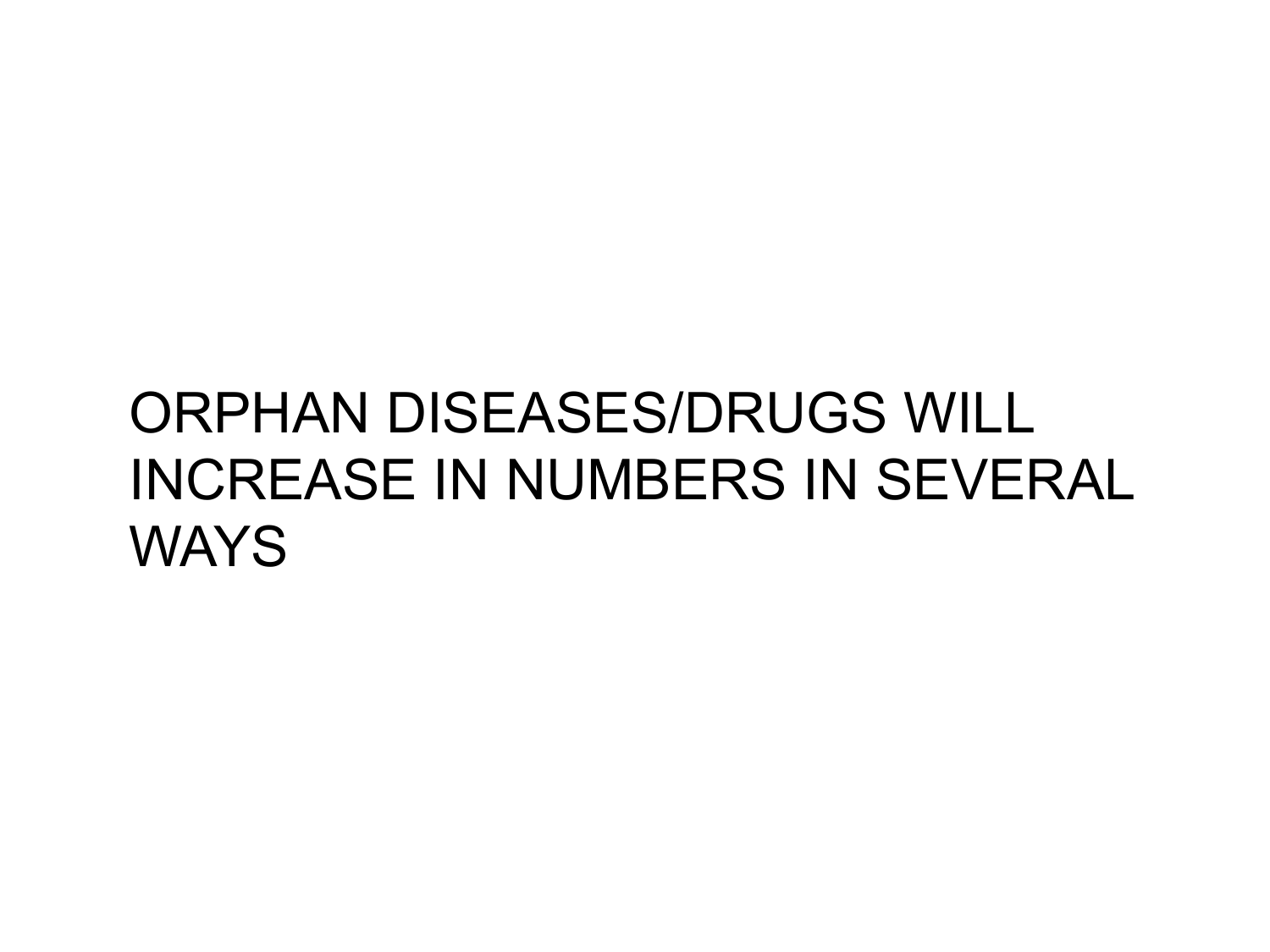ORPHAN DISEASES/DRUGS WILL INCREASE IN NUMBERS IN SEVERAL WAYS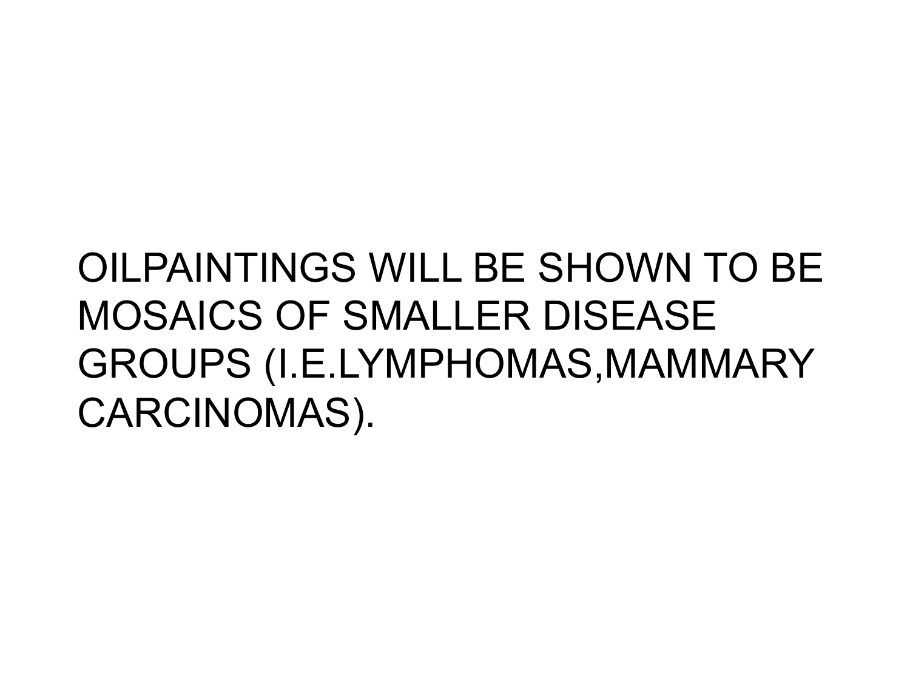OILPAINTINGS WILL BE SHOWN TO BE MOSAICS OF SMALLER DISEASE GROUPS (I.E.LYMPHOMAS,MAMMARY CARCINOMAS).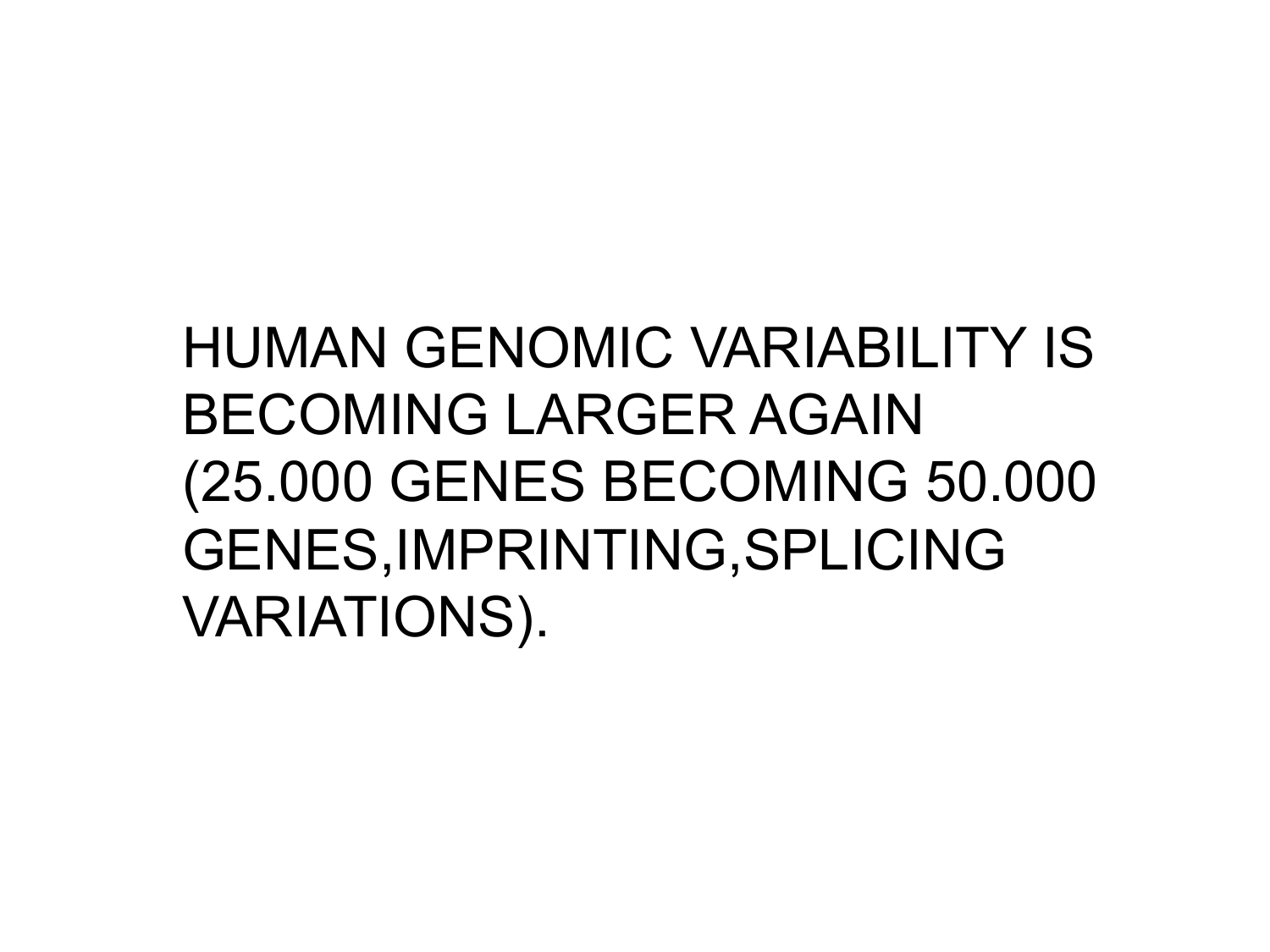HUMAN GENOMIC VARIABILITY IS BECOMING LARGER AGAIN (25.000 GENES BECOMING 50.000 GENES,IMPRINTING,SPLICING VARIATIONS).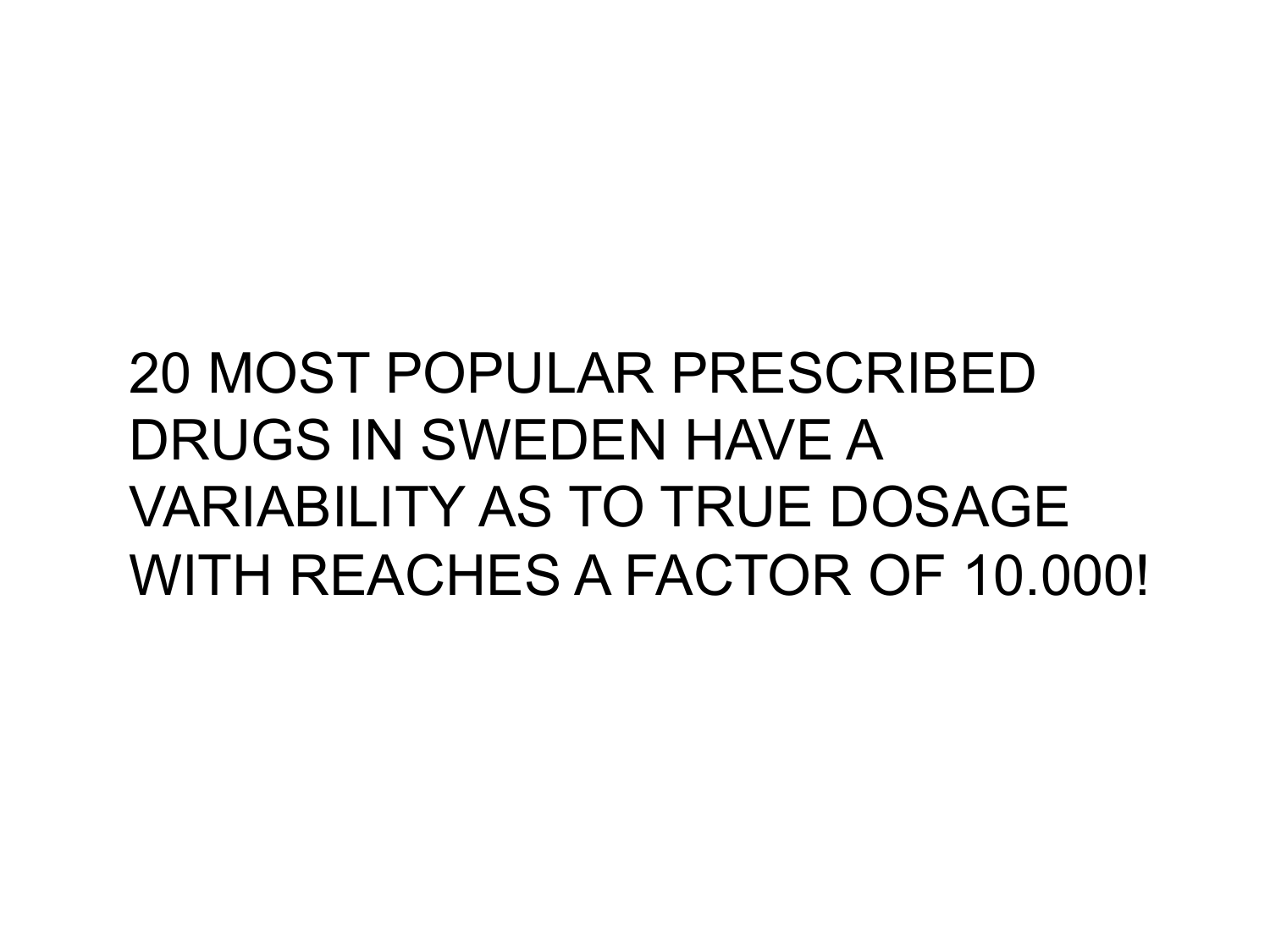20 MOST POPULAR PRESCRIBED DRUGS IN SWEDEN HAVE A VARIABILITY AS TO TRUE DOSAGE WITH REACHES A FACTOR OF 10.000!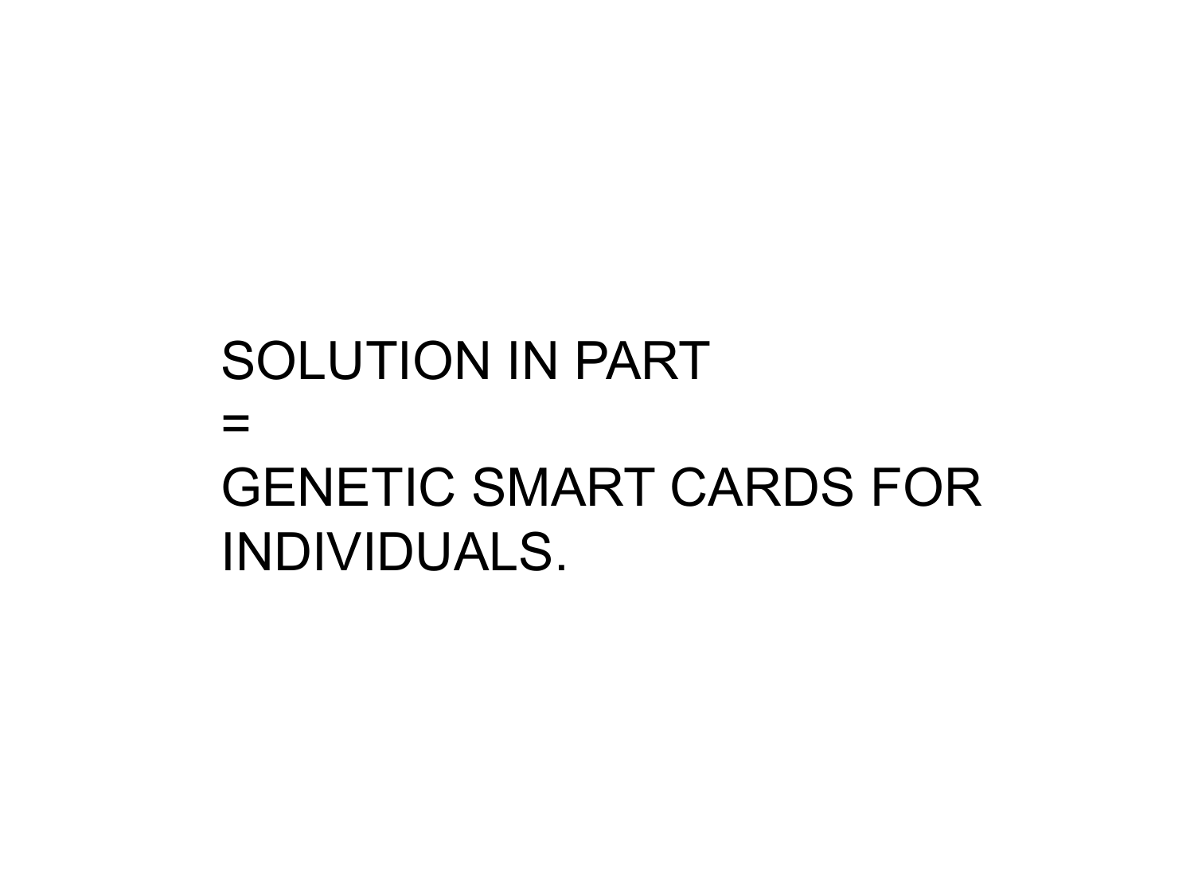SOLUTION IN PART

=

GENETIC SMART CARDS FOR INDIVIDUALS.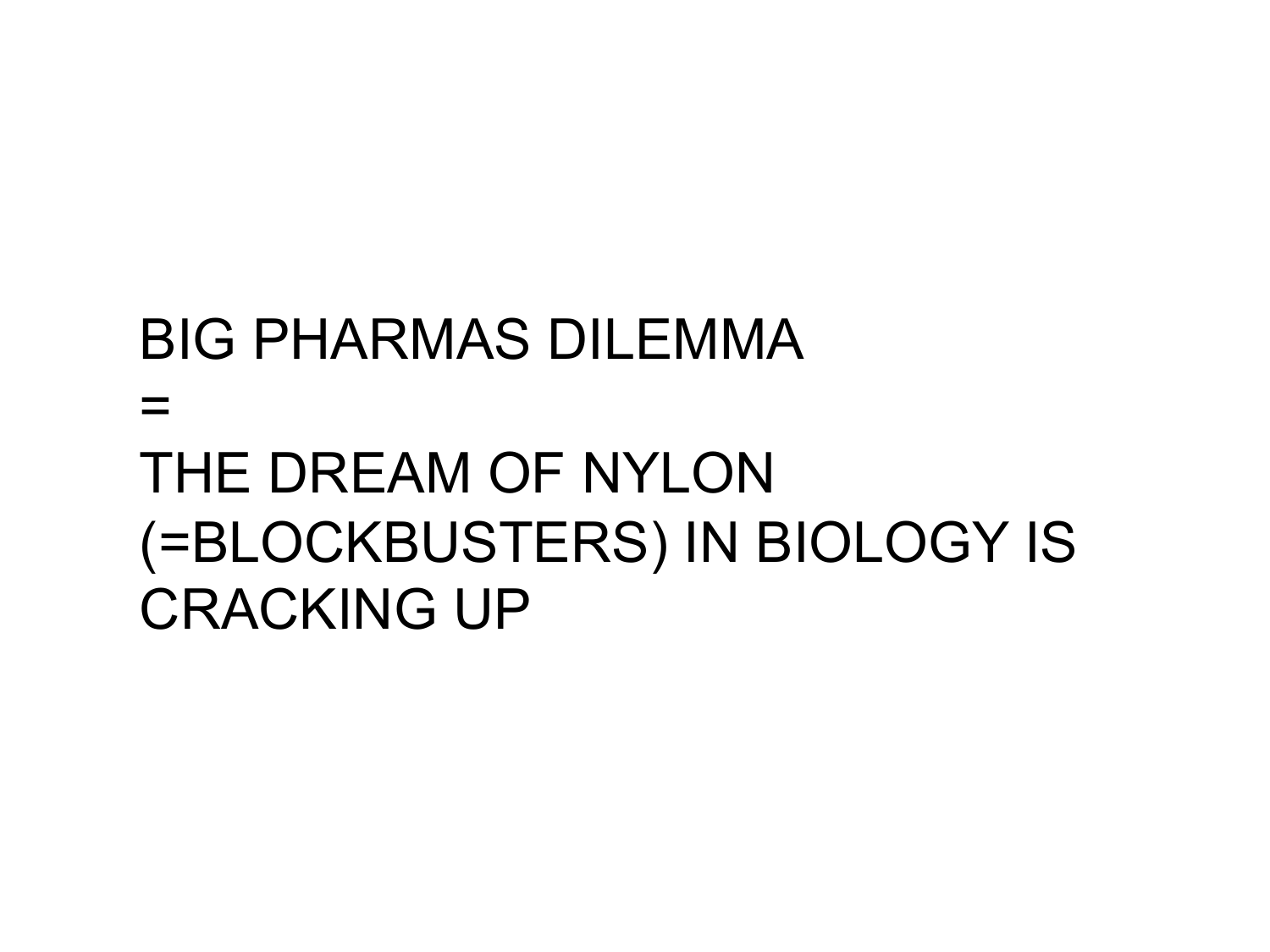BIG PHARMAS DILEMMA

=

THE DREAM OF NYLON (=BLOCKBUSTERS) IN BIOLOGY IS CRACKING UP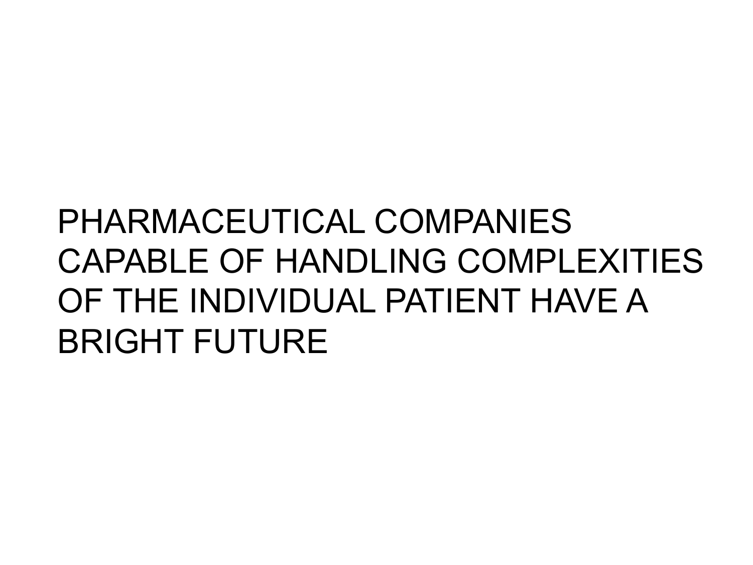PHARMACEUTICAL COMPANIES CAPABLE OF HANDLING COMPLEXITIES OF THE INDIVIDUAL PATIENT HAVE A BRIGHT FUTURE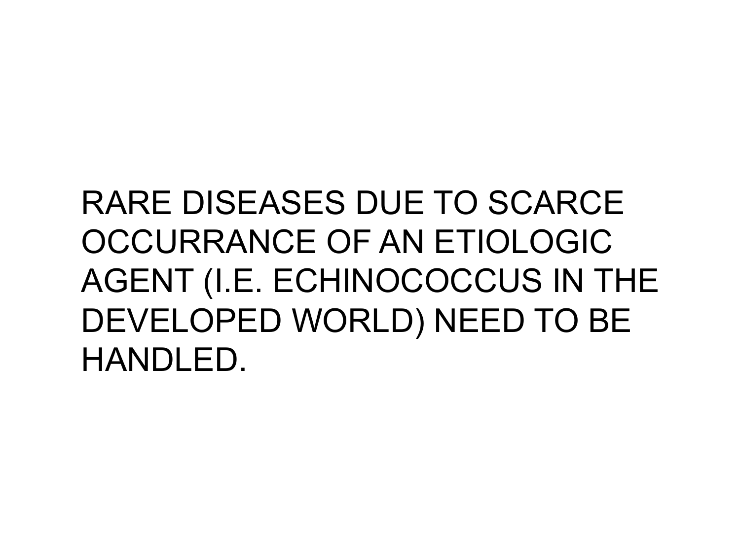RARE DISEASES DUE TO SCARCE OCCURRANCE OF AN ETIOLOGIC AGENT (I.E. ECHINOCOCCUS IN THE DEVELOPED WORLD) NEED TO BE HANDLED.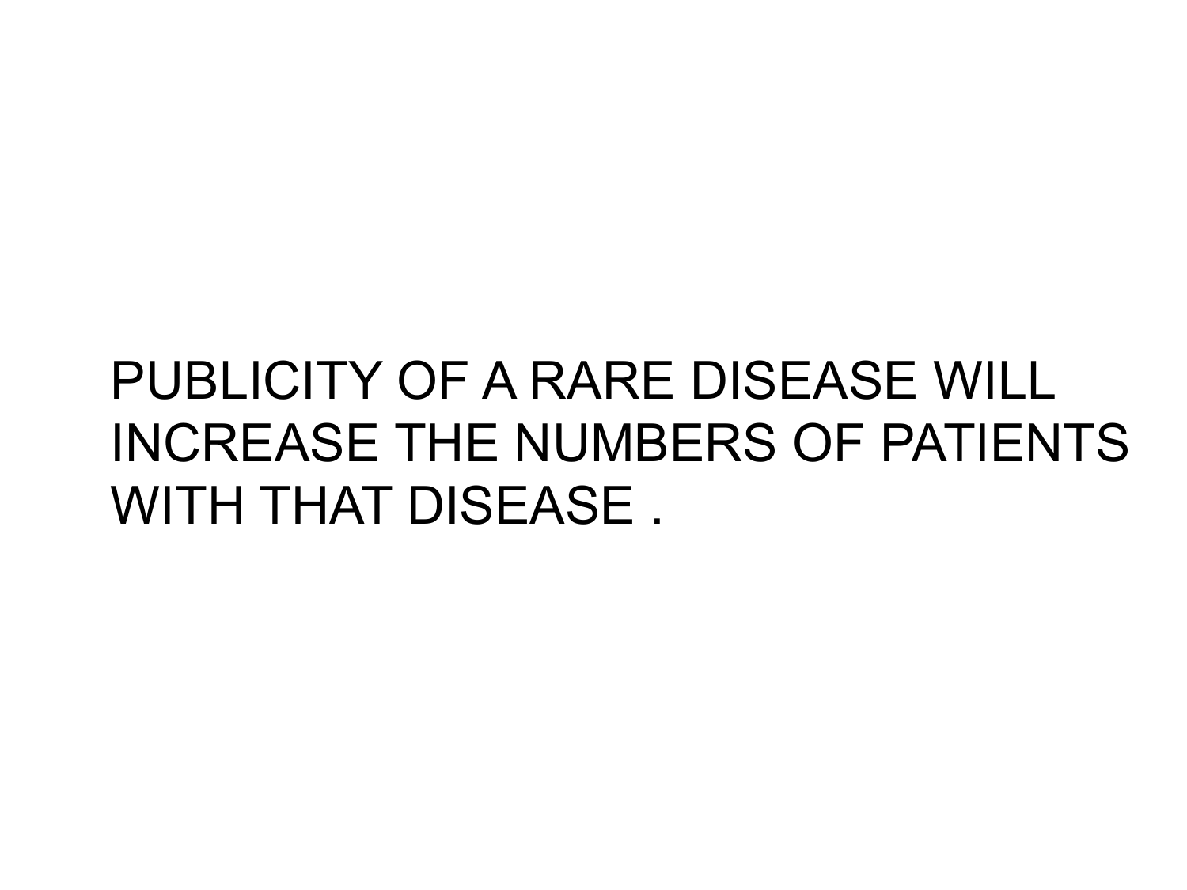PUBLICITY OF A RARE DISEASE WILL INCREASE THE NUMBERS OF PATIENTS WITH THAT DISEASE .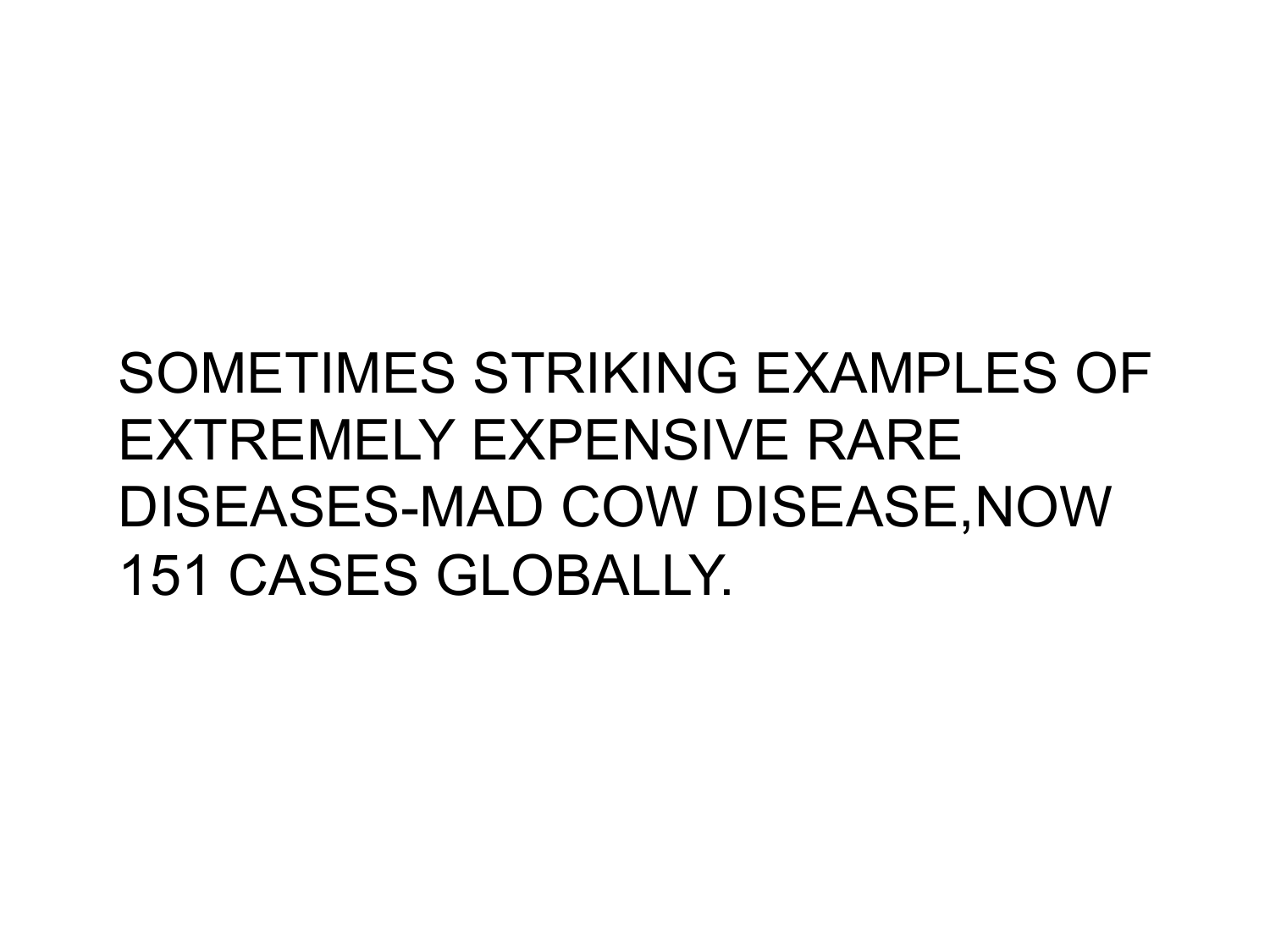SOMETIMES STRIKING EXAMPLES OF EXTREMELY EXPENSIVE RARE DISEASES-MAD COW DISEASE,NOW 151 CASES GLOBALLY.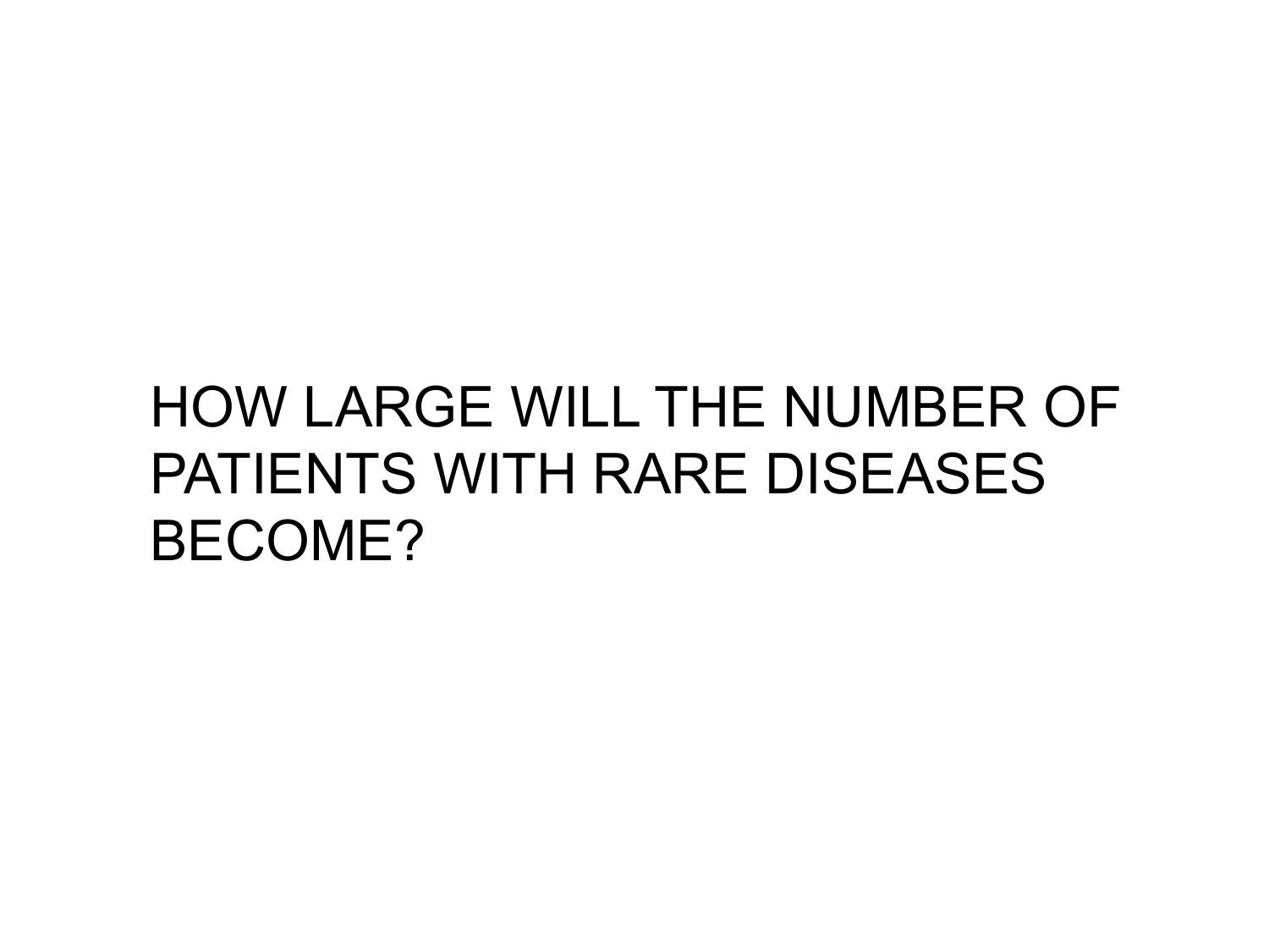HOW LARGE WILL THE NUMBER OF PATIENTS WITH RARE DISEASES BECOME?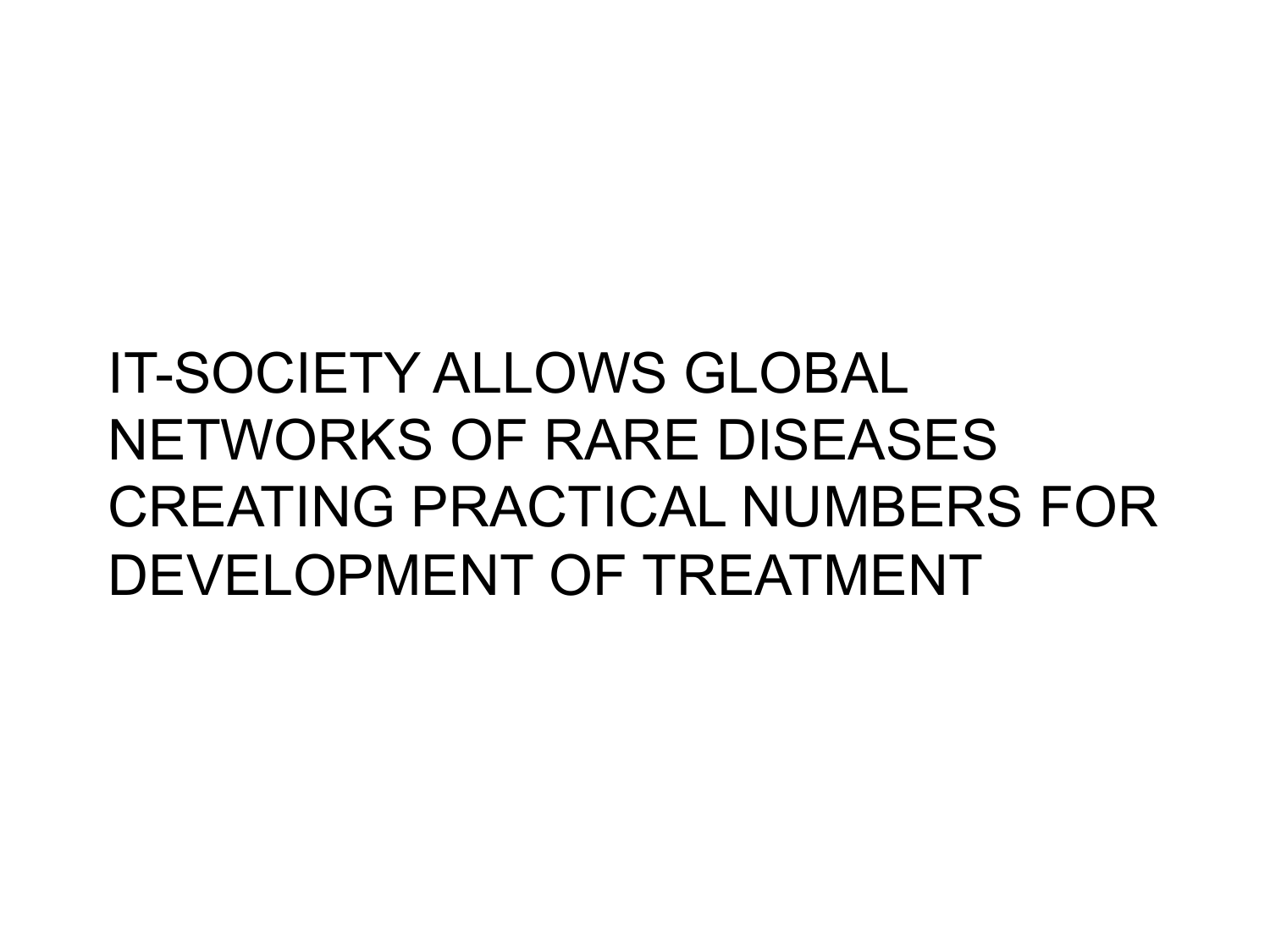IT-SOCIETY ALLOWS GLOBAL NETWORKS OF RARE DISEASES CREATING PRACTICAL NUMBERS FOR DEVELOPMENT OF TREATMENT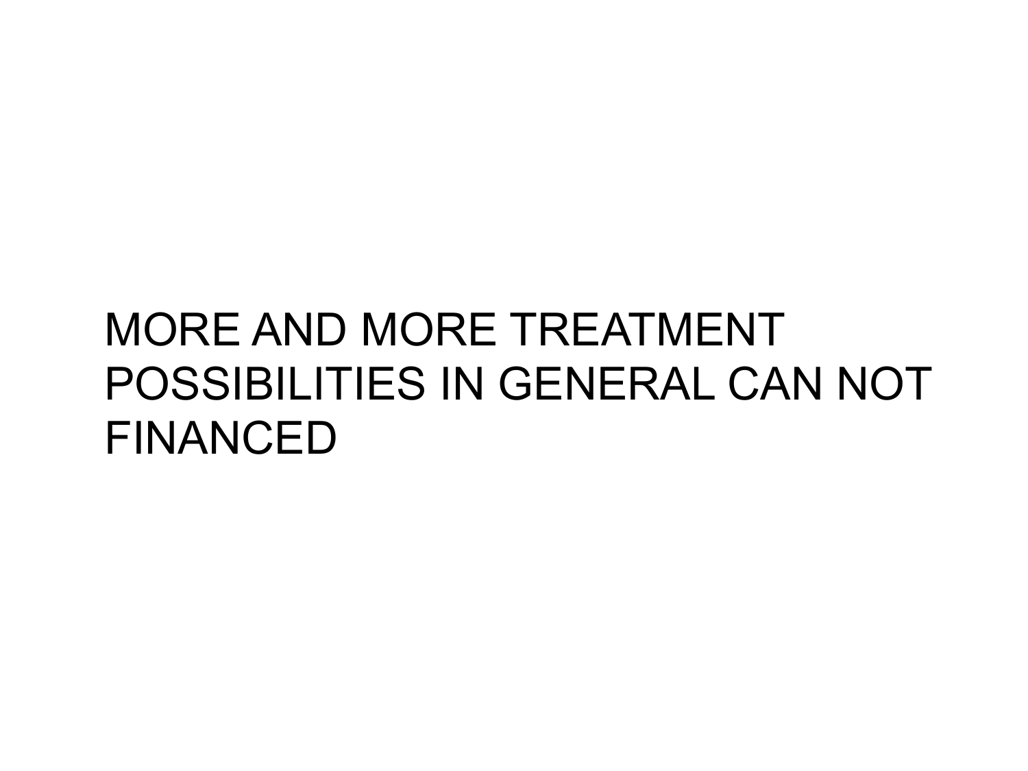MORE AND MORE TREATMENT POSSIBILITIES IN GENERAL CAN NOT FINANCED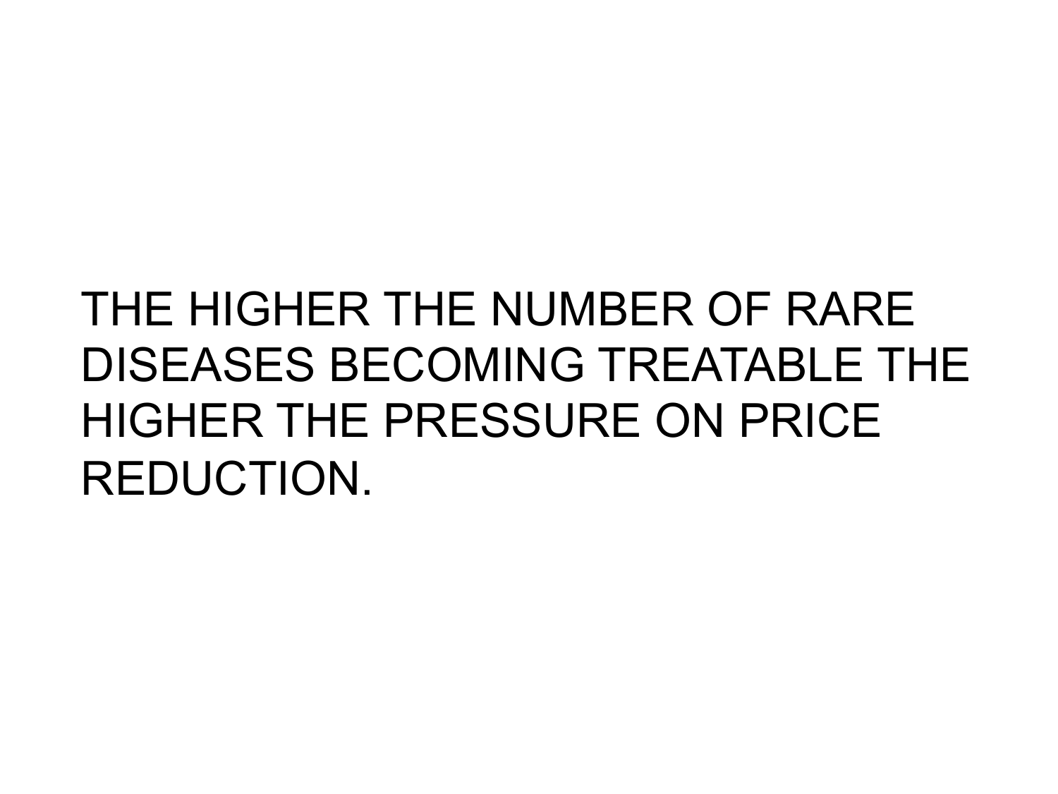THE HIGHER THE NUMBER OF RARE DISEASES BECOMING TREATABLE THE HIGHER THE PRESSURE ON PRICE REDUCTION.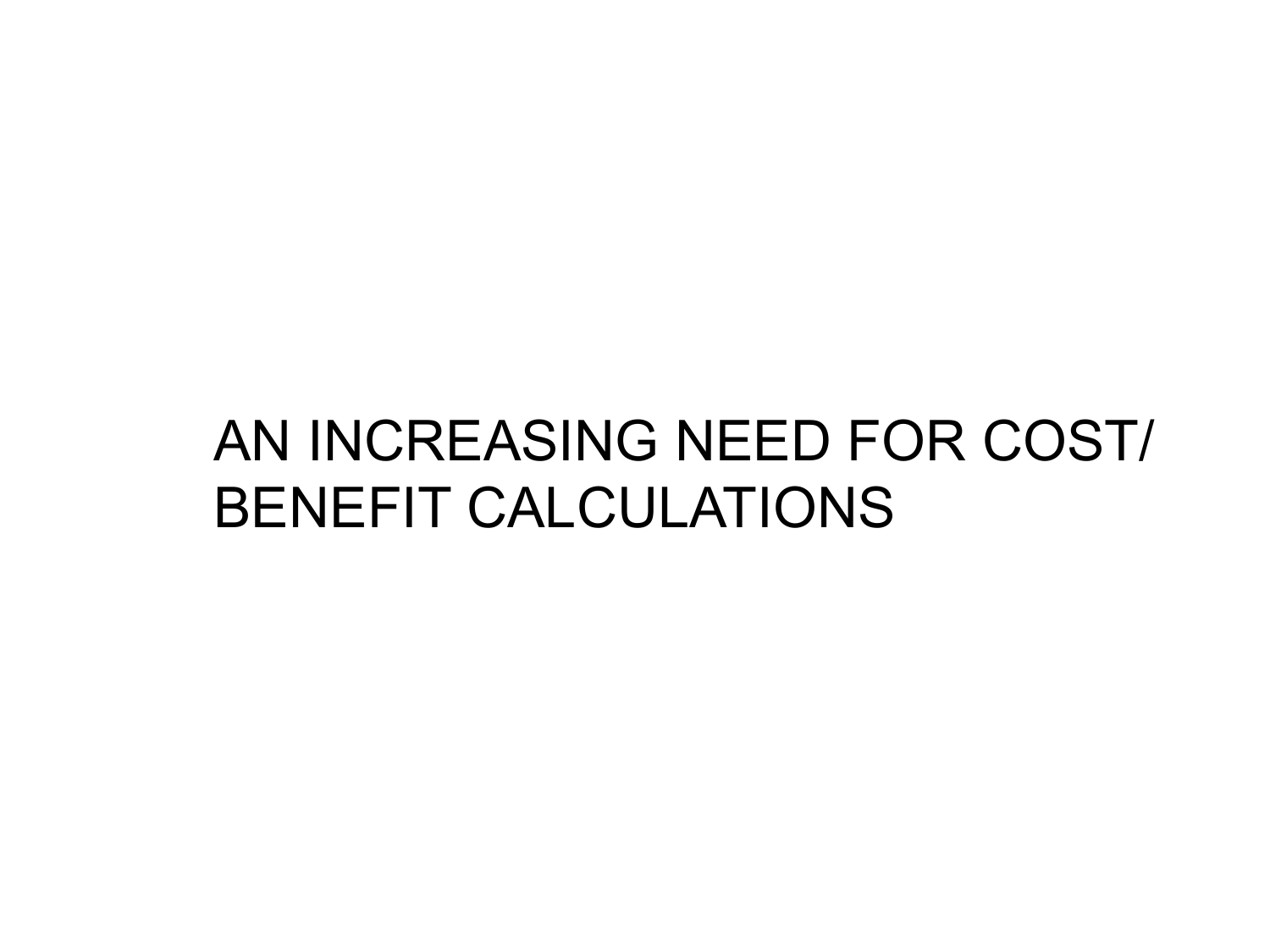# AN INCREASING NEED FOR COST/ BENEFIT CALCULATIONS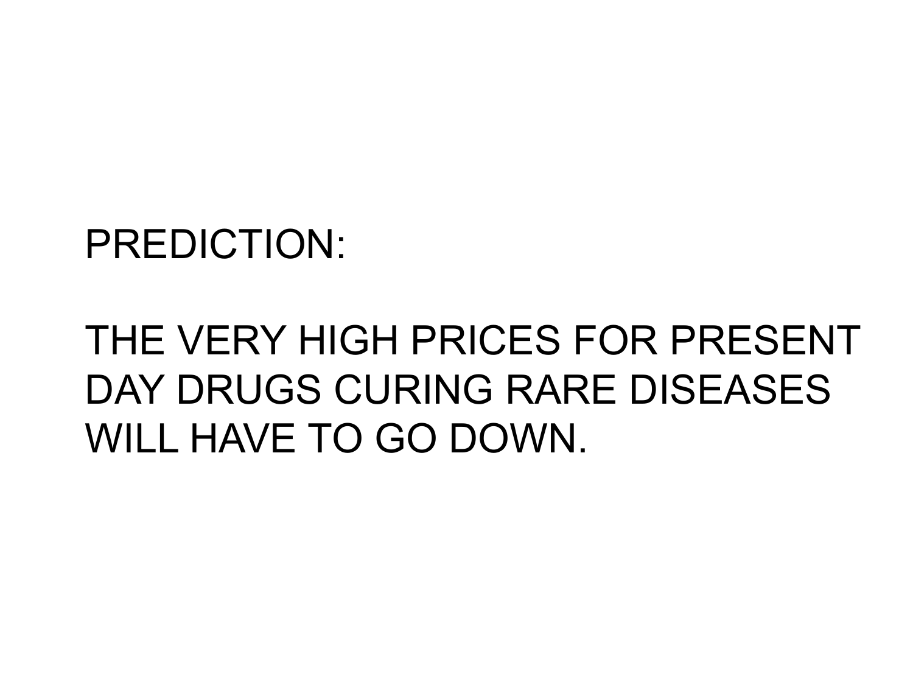PREDICTION:

THE VERY HIGH PRICES FOR PRESENT DAY DRUGS CURING RARE DISEASES WILL HAVE TO GO DOWN.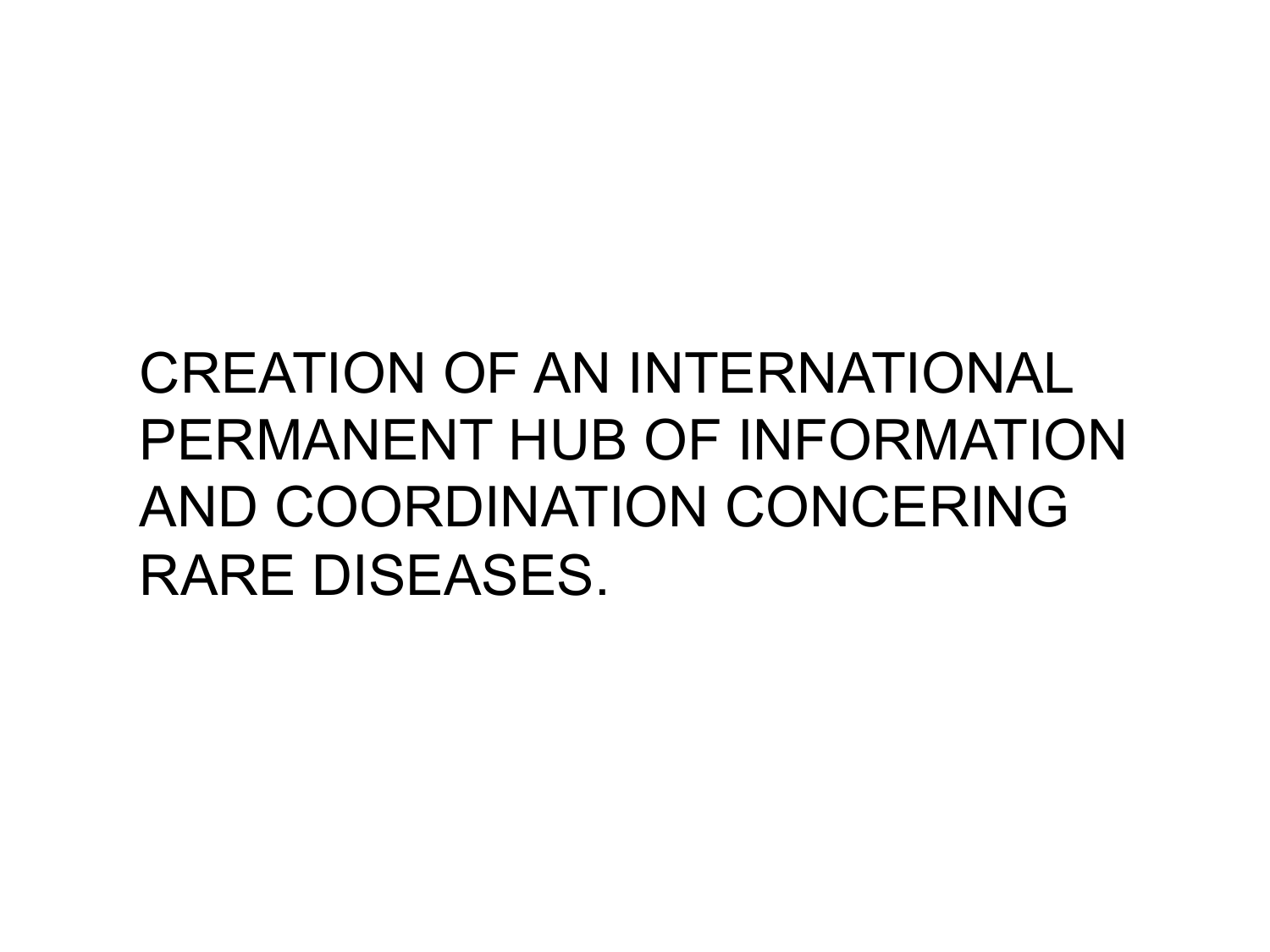CREATION OF AN INTERNATIONAL PERMANENT HUB OF INFORMATION AND COORDINATION CONCERING RARE DISEASES.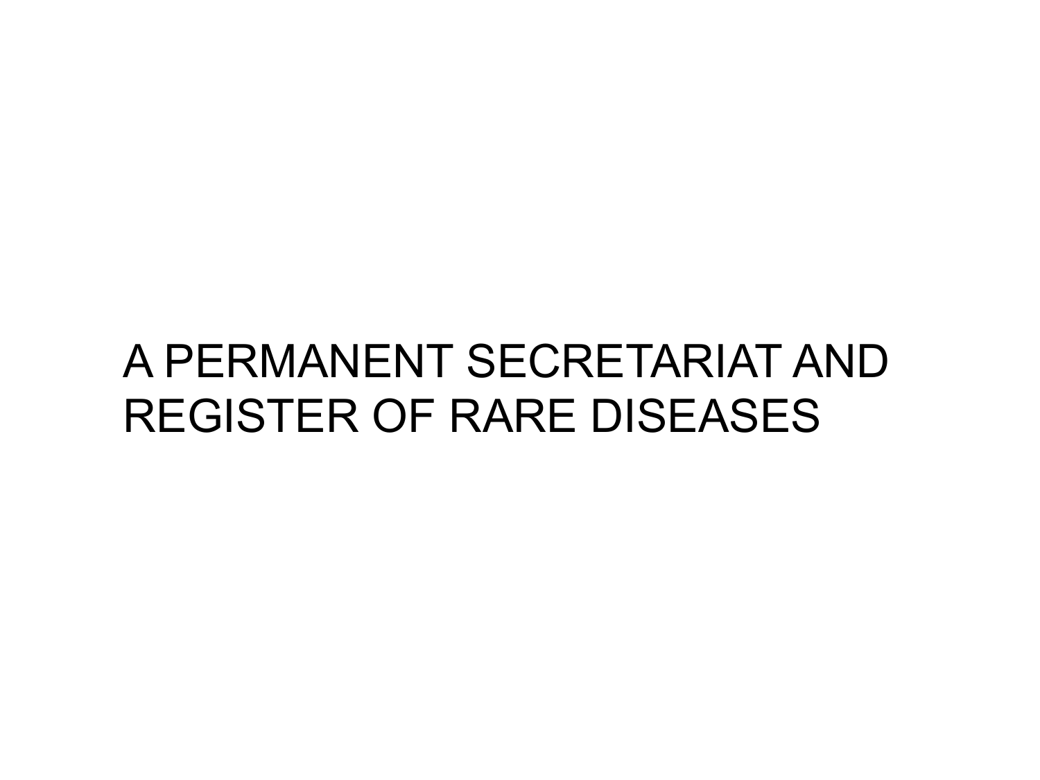# A PERMANENT SECRETARIAT AND REGISTER OF RARE DISEASES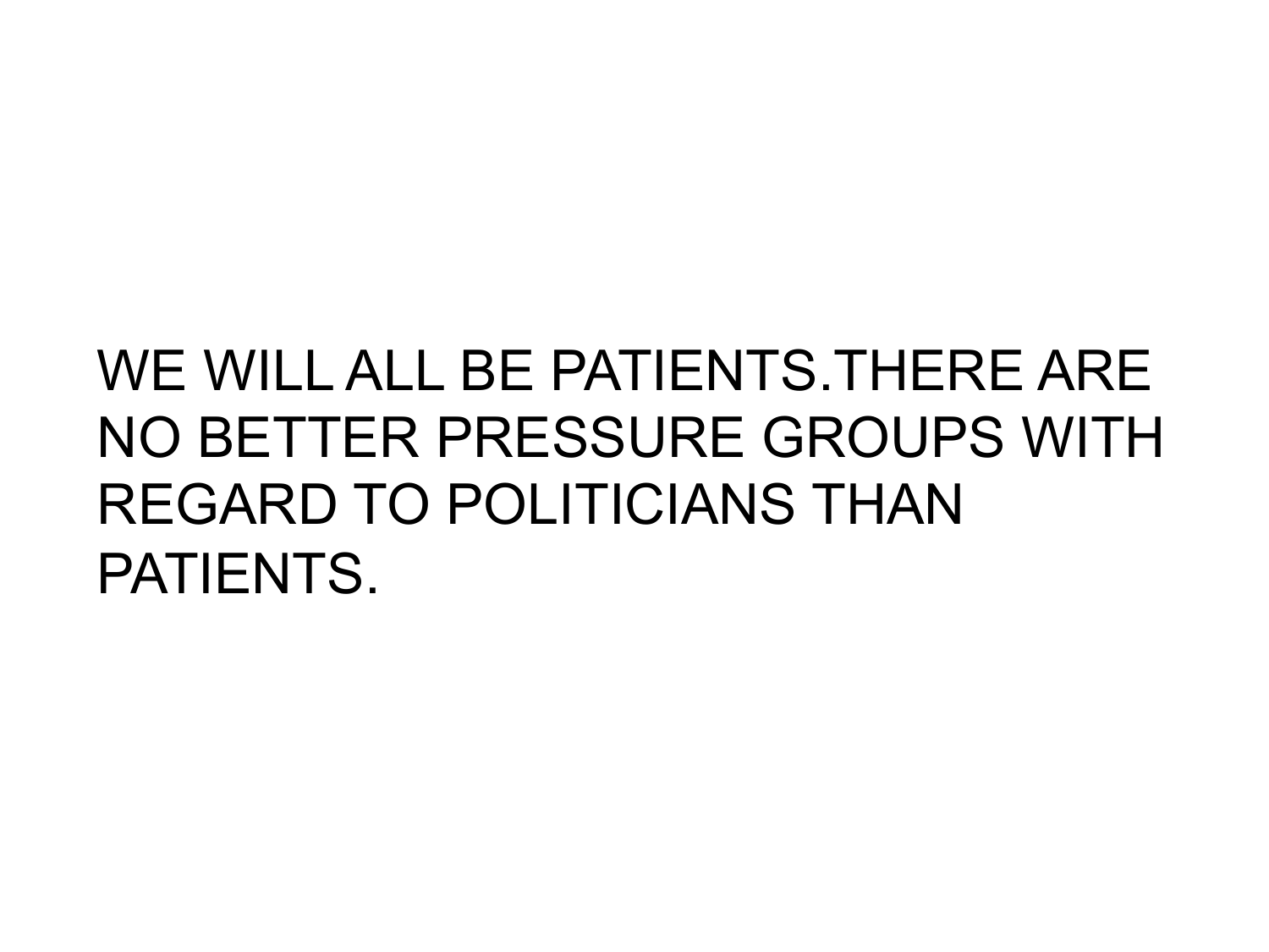WE WILL ALL BE PATIENTS.THERE ARE NO BETTER PRESSURE GROUPS WITH REGARD TO POLITICIANS THAN PATIENTS.